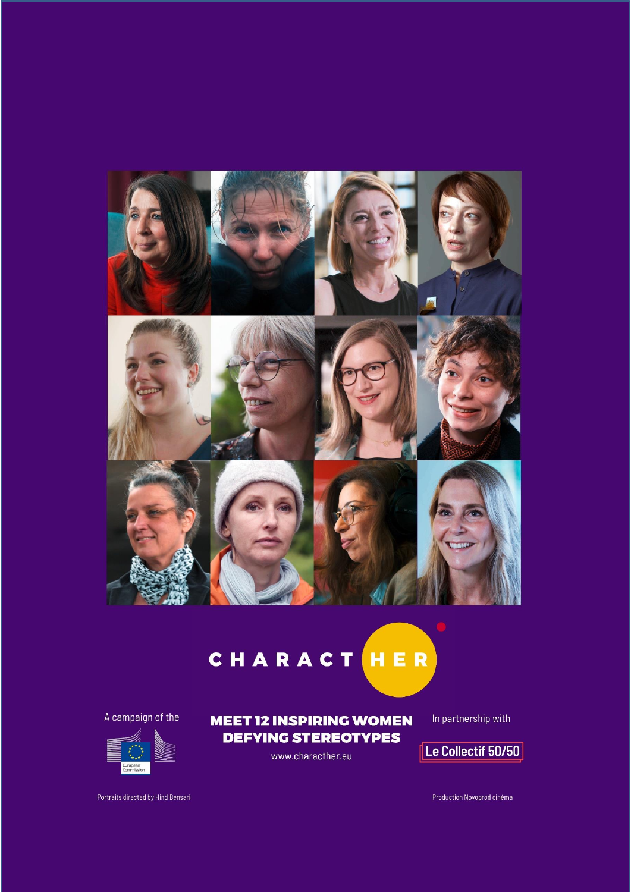# CHARACTHER

A campaign of the European Commission

## MEET 12 INSPIRING WOMEN DEFYING STEREOTYPES

www.characther.eu

In partnership with Le Collectif 50/50

Portraits directed by Hind Bensari

Production Novoprod cinéma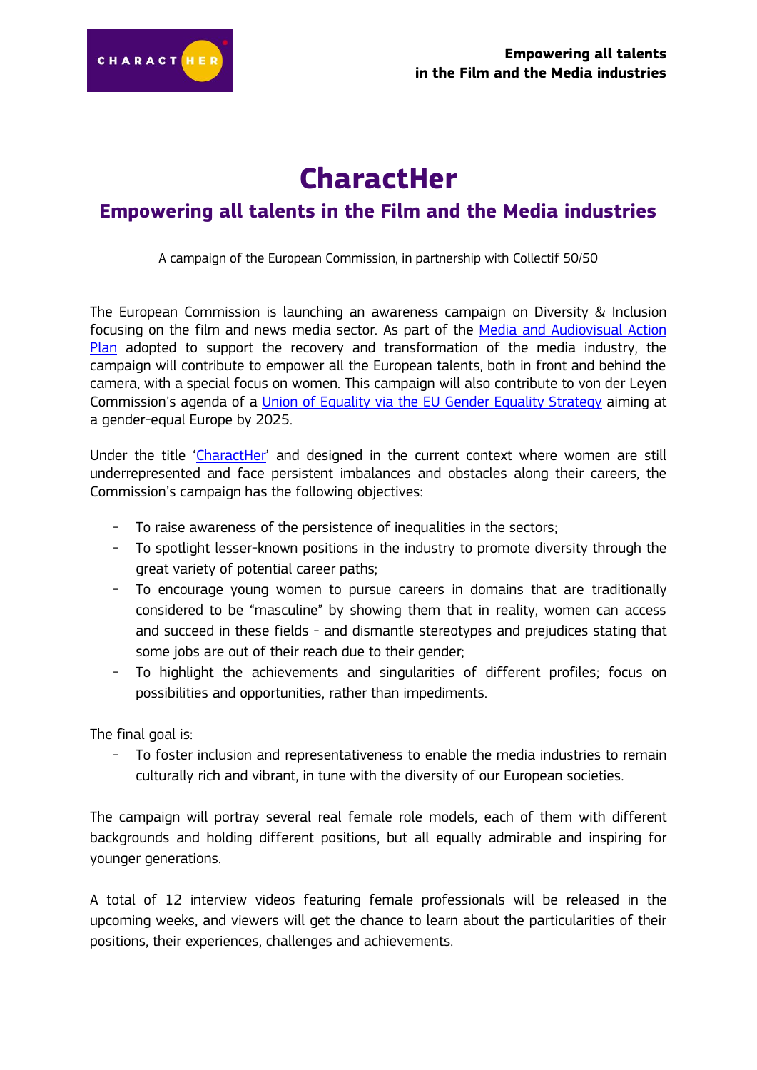# CharactHer

## Empowering all talents in the Film and the Media industries

A campaign of the European Commission, in partnership with Collectif 50/50

The European Commission is launching an awareness campaign on Diversity & Inclusion focusing on the film and news media sector. As part of the Media and Audiovisual Action Plan adopted to support the recovery and transformation of the media industry, the campaign will contribute to empower all the European talents, both in front and behind the camera, with a special focus on women. This campaign will also contribute to von der Leyen Commission's agenda of a Union of Equality via the EU Gender Equality Strategy aiming at a gender-equal Europe by 2025.

Under the title 'CharactHer' and designed in the current context where women are still underrepresented and face persistent imbalances and obstacles along their careers, the Commission's campaign has the following objectives:

- To raise awareness of the persistence of inequalities in the sectors;
- To spotlight lesser-known positions in the industry to promote diversity through the great variety of potential career paths;
- To encourage young women to pursue careers in domains that are traditionally considered to be "masculine" by showing them that in reality, women can access and succeed in these fields - and dismantle stereotypes and prejudices stating that some jobs are out of their reach due to their gender;
- To highlight the achievements and singularities of different profiles; focus on possibilities and opportunities, rather than impediments.

The final goal is:

- To foster inclusion and representativeness to enable the media industries to remain culturally rich and vibrant, in tune with the diversity of our European societies.

The campaign will portray several real female role models, each of them with different backgrounds and holding different positions, but all equally admirable and inspiring for younger generations.

A total of 12 interview videos featuring female professionals will be released in the upcoming weeks, and viewers will get the chance to learn about the particularities of their positions, their experiences, challenges and achievements.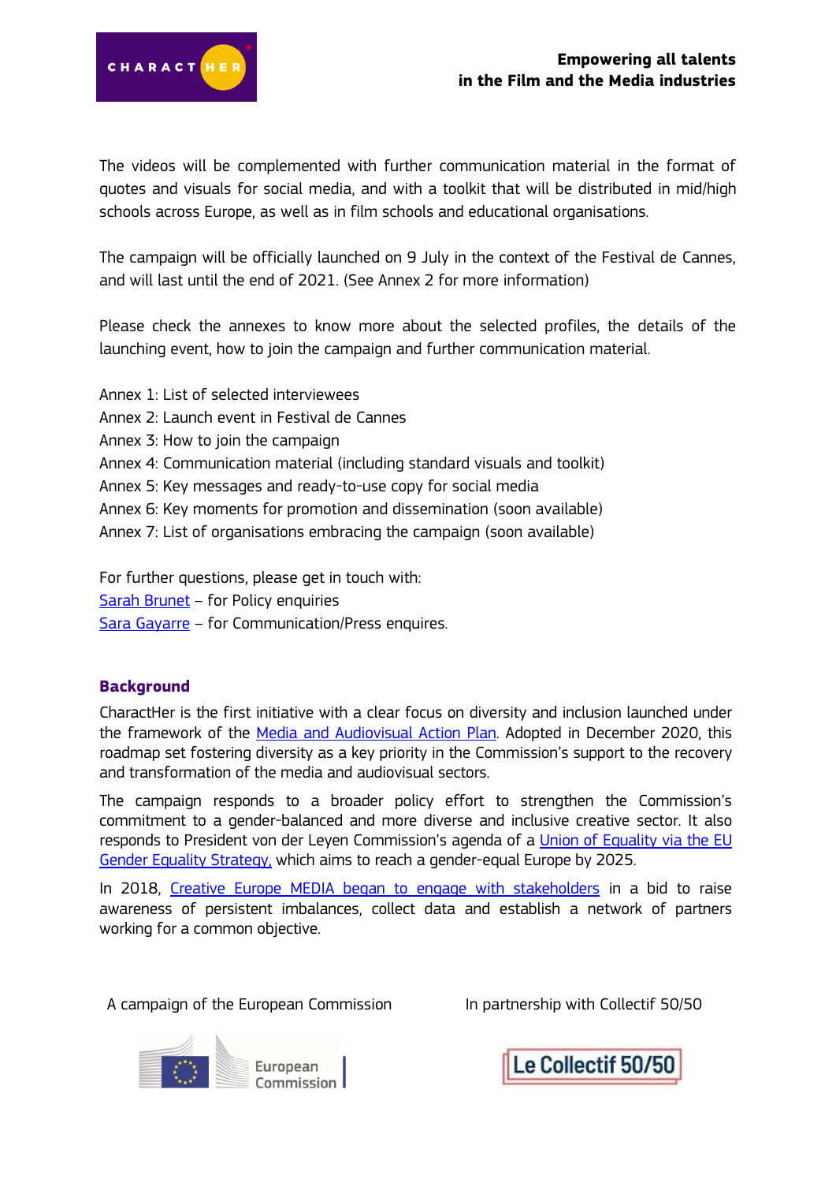The videos will be complemented with further communication material in the format of quotes and visuals for social media, and with a toolkit that will be distributed in mid/high schools across Europe, as well as in film schools and educational organisations.

The campaign will be officially launched on 9 July in the context of the Festival de Cannes, and will last until the end of 2021. (See Annex 2 for more information)

Please check the annexes to know more about the selected profiles, the details of the launching event, how to join the campaign and further communication material.

Annex 1: List of selected interviewees
Annex 2: Launch event in Festival de Cannes
Annex 3: How to join the campaign
Annex 4: Communication material (including standard visuals and toolkit)
Annex 5: Key messages and ready-to-use copy for social media
Annex 6: Key moments for promotion and dissemination (soon available)
Annex 7: List of organisations embracing the campaign (soon available)

For further questions, please get in touch with:
Sarah Brunet – for Policy enquiries
Sara Gayarre – for Communication/Press enquires.

## Background

CharactHer is the first initiative with a clear focus on diversity and inclusion launched under the framework of the Media and Audiovisual Action Plan. Adopted in December 2020, this roadmap set fostering diversity as a key priority in the Commission's support to the recovery and transformation of the media and audiovisual sectors.

The campaign responds to a broader policy effort to strengthen the Commission's commitment to a gender-balanced and more diverse and inclusive creative sector. It also responds to President von der Leyen Commission's agenda of a Union of Equality via the EU Gender Equality Strategy, which aims to reach a gender-equal Europe by 2025.

In 2018, Creative Europe MEDIA began to engage with stakeholders in a bid to raise awareness of persistent imbalances, collect data and establish a network of partners working for a common objective.

A campaign of the European Commission

In partnership with Collectif 50/50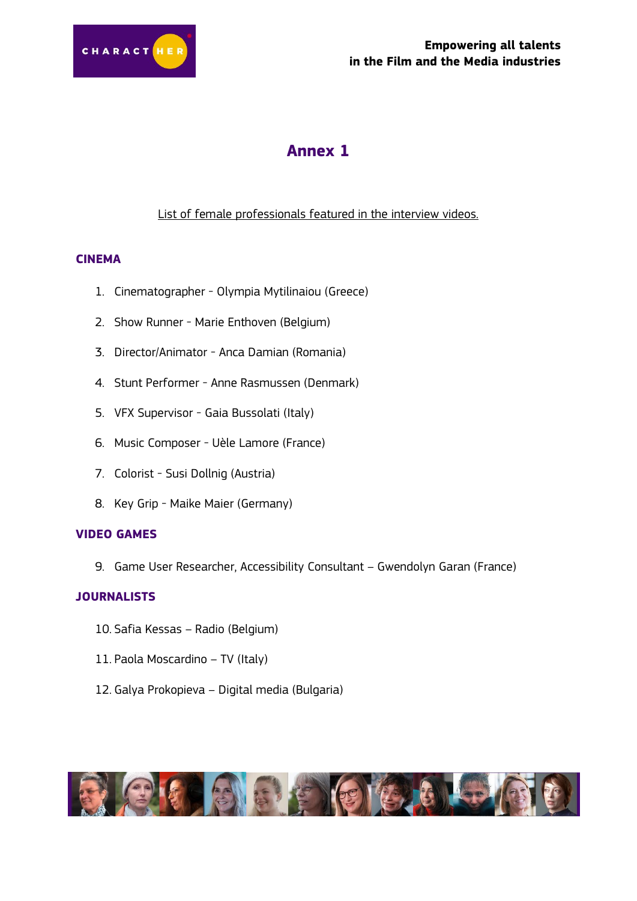# Annex 1

List of female professionals featured in the interview videos.

## CINEMA

1. Cinematographer - Olympia Mytilinaiou (Greece)
2. Show Runner - Marie Enthoven (Belgium)
3. Director/Animator - Anca Damian (Romania)
4. Stunt Performer - Anne Rasmussen (Denmark)
5. VFX Supervisor - Gaia Bussolati (Italy)
6. Music Composer - Uèle Lamore (France)
7. Colorist - Susi Dollnig (Austria)
8. Key Grip - Maike Maier (Germany)

## VIDEO GAMES

9. Game User Researcher, Accessibility Consultant – Gwendolyn Garan (France)

## JOURNALISTS

10. Safia Kessas – Radio (Belgium)
11. Paola Moscardino – TV (Italy)
12. Galya Prokopieva – Digital media (Bulgaria)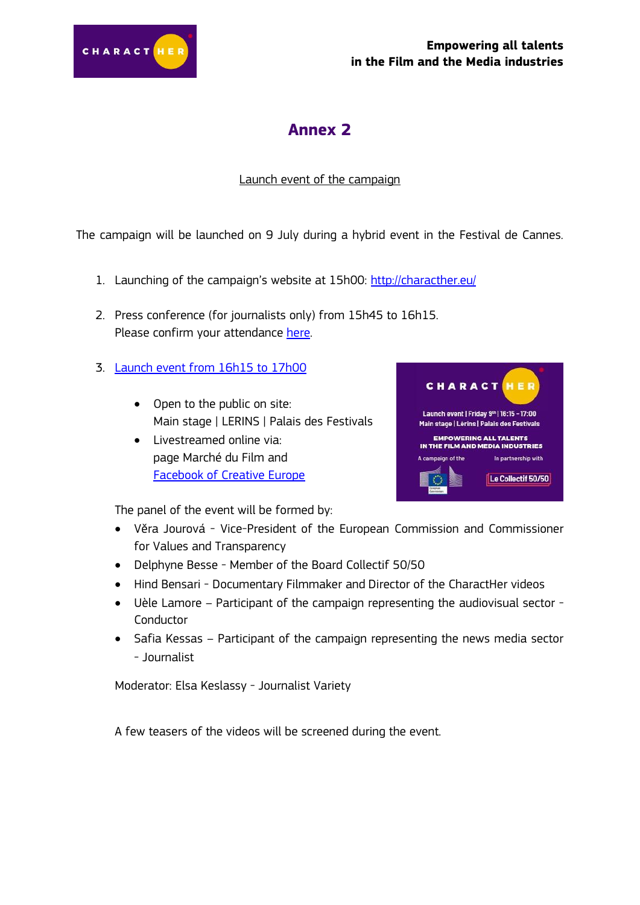# Annex 2

Launch event of the campaign

The campaign will be launched on 9 July during a hybrid event in the Festival de Cannes.

1. Launching of the campaign's website at 15h00: http://characther.eu/

2. Press conference (for journalists only) from 15h45 to 16h15.
   Please confirm your attendance here.

3. Launch event from 16h15 to 17h00

   - Open to the public on site:
     Main stage | LERINS | Palais des Festivals
   - Livestreamed online via:
     page Marché du Film and
     Facebook of Creative Europe

   The panel of the event will be formed by:

   - Věra Jourová - Vice-President of the European Commission and Commissioner for Values and Transparency
   - Delphyne Besse - Member of the Board Collectif 50/50
   - Hind Bensari - Documentary Filmmaker and Director of the CharactHer videos
   - Uèle Lamore – Participant of the campaign representing the audiovisual sector - Conductor
   - Safia Kessas – Participant of the campaign representing the news media sector - Journalist

   Moderator: Elsa Keslassy - Journalist Variety

   A few teasers of the videos will be screened during the event.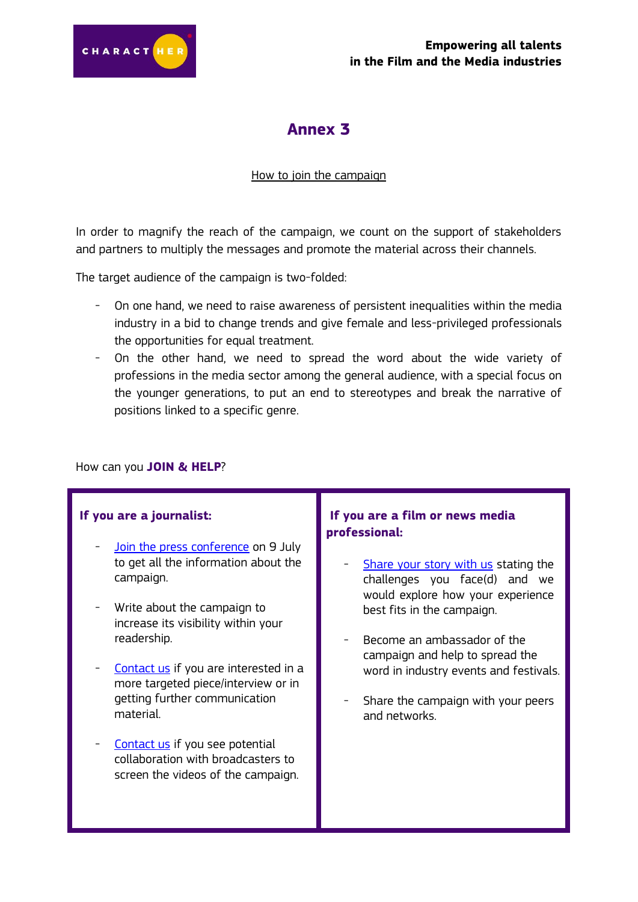# Annex 3

How to join the campaign

In order to magnify the reach of the campaign, we count on the support of stakeholders and partners to multiply the messages and promote the material across their channels.

The target audience of the campaign is two-folded:

- On one hand, we need to raise awareness of persistent inequalities within the media industry in a bid to change trends and give female and less-privileged professionals the opportunities for equal treatment.
- On the other hand, we need to spread the word about the wide variety of professions in the media sector among the general audience, with a special focus on the younger generations, to put an end to stereotypes and break the narrative of positions linked to a specific genre.

How can you **JOIN & HELP**?

**If you are a journalist:**

- Join the press conference on 9 July to get all the information about the campaign.
- Write about the campaign to increase its visibility within your readership.
- Contact us if you are interested in a more targeted piece/interview or in getting further communication material.
- Contact us if you see potential collaboration with broadcasters to screen the videos of the campaign.

**If you are a film or news media professional:**

- Share your story with us stating the challenges you face(d) and we would explore how your experience best fits in the campaign.
- Become an ambassador of the campaign and help to spread the word in industry events and festivals.
- Share the campaign with your peers and networks.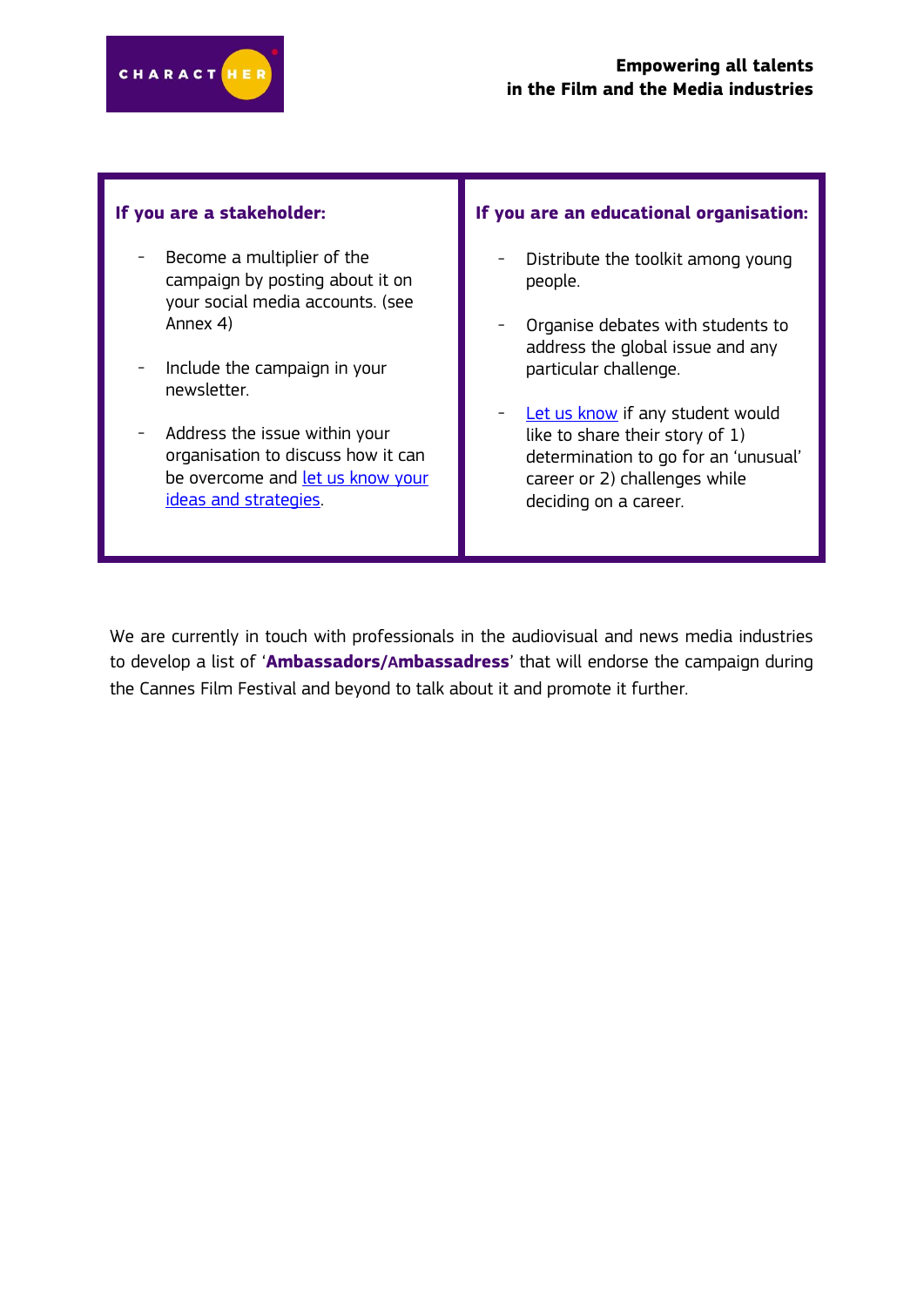**If you are a stakeholder:**

- Become a multiplier of the campaign by posting about it on your social media accounts. (see Annex 4)
- Include the campaign in your newsletter.
- Address the issue within your organisation to discuss how it can be overcome and let us know your ideas and strategies.

**If you are an educational organisation:**

- Distribute the toolkit among young people.
- Organise debates with students to address the global issue and any particular challenge.
- Let us know if any student would like to share their story of 1) determination to go for an 'unusual' career or 2) challenges while deciding on a career.

We are currently in touch with professionals in the audiovisual and news media industries to develop a list of '**Ambassadors/Ambassadress**' that will endorse the campaign during the Cannes Film Festival and beyond to talk about it and promote it further.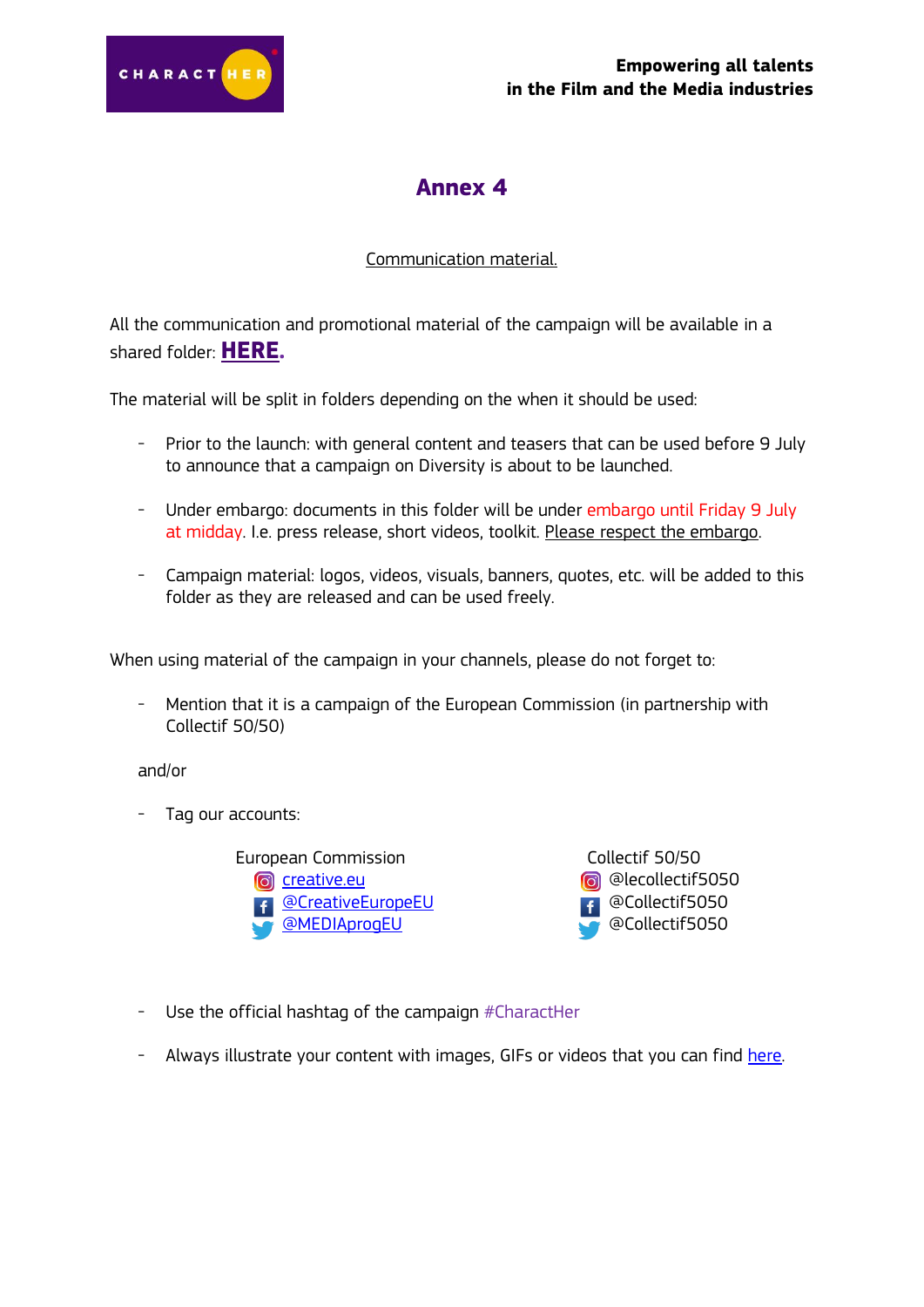# Annex 4

Communication material.

All the communication and promotional material of the campaign will be available in a shared folder: **HERE.**

The material will be split in folders depending on the when it should be used:

- Prior to the launch: with general content and teasers that can be used before 9 July to announce that a campaign on Diversity is about to be launched.
- Under embargo: documents in this folder will be under embargo until Friday 9 July at midday. I.e. press release, short videos, toolkit. Please respect the embargo.
- Campaign material: logos, videos, visuals, banners, quotes, etc. will be added to this folder as they are released and can be used freely.

When using material of the campaign in your channels, please do not forget to:

- Mention that it is a campaign of the European Commission (in partnership with Collectif 50/50)

and/or

- Tag our accounts:

European Commission
- creative.eu
- @CreativeEuropeEU
- @MEDIAprogEU

Collectif 50/50
- @lecollectif5050
- @Collectif5050
- @Collectif5050

- Use the official hashtag of the campaign #CharactHer
- Always illustrate your content with images, GIFs or videos that you can find here.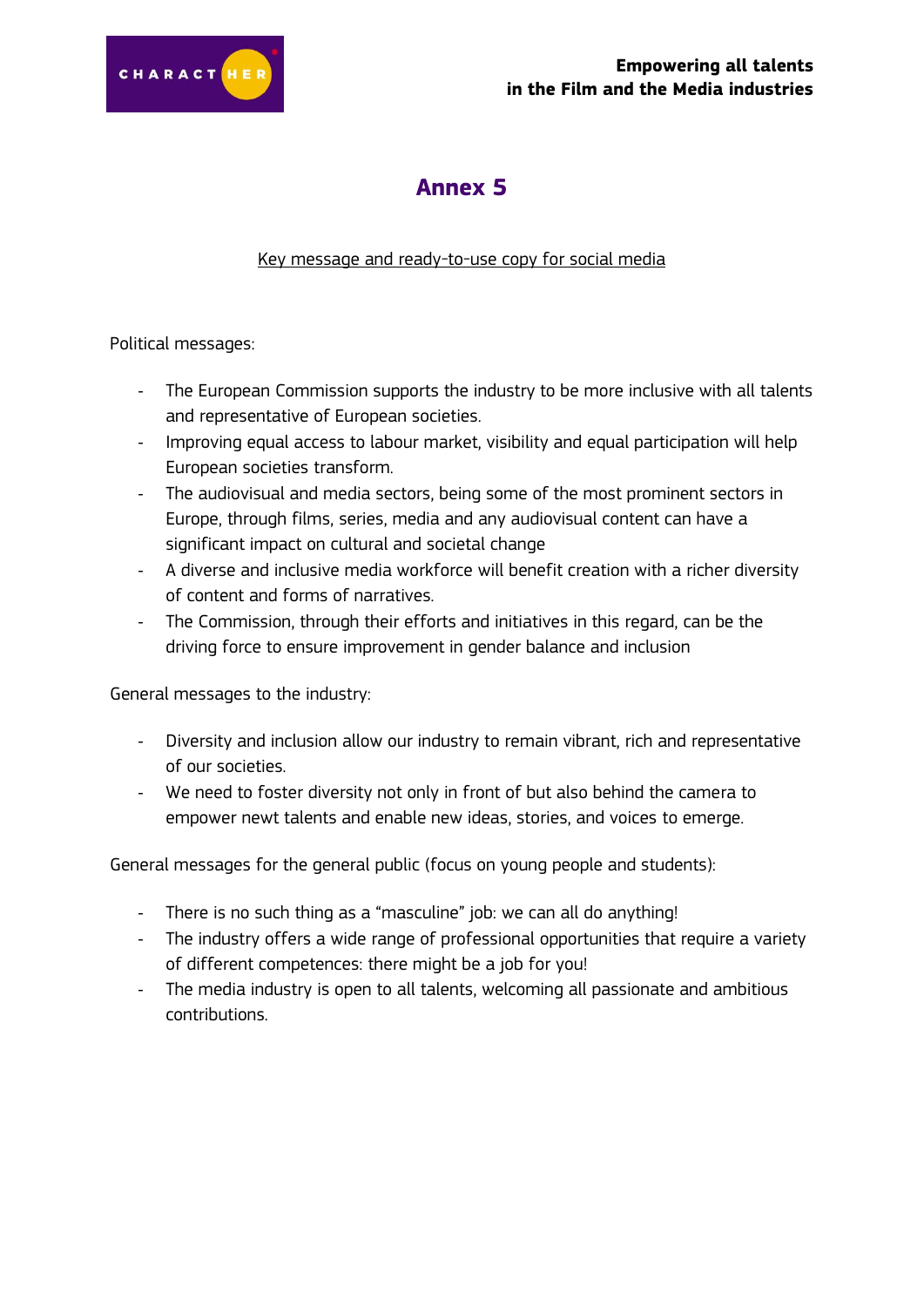# Annex 5

Key message and ready-to-use copy for social media

Political messages:

- The European Commission supports the industry to be more inclusive with all talents and representative of European societies.
- Improving equal access to labour market, visibility and equal participation will help European societies transform.
- The audiovisual and media sectors, being some of the most prominent sectors in Europe, through films, series, media and any audiovisual content can have a significant impact on cultural and societal change
- A diverse and inclusive media workforce will benefit creation with a richer diversity of content and forms of narratives.
- The Commission, through their efforts and initiatives in this regard, can be the driving force to ensure improvement in gender balance and inclusion

General messages to the industry:

- Diversity and inclusion allow our industry to remain vibrant, rich and representative of our societies.
- We need to foster diversity not only in front of but also behind the camera to empower newt talents and enable new ideas, stories, and voices to emerge.

General messages for the general public (focus on young people and students):

- There is no such thing as a "masculine" job: we can all do anything!
- The industry offers a wide range of professional opportunities that require a variety of different competences: there might be a job for you!
- The media industry is open to all talents, welcoming all passionate and ambitious contributions.